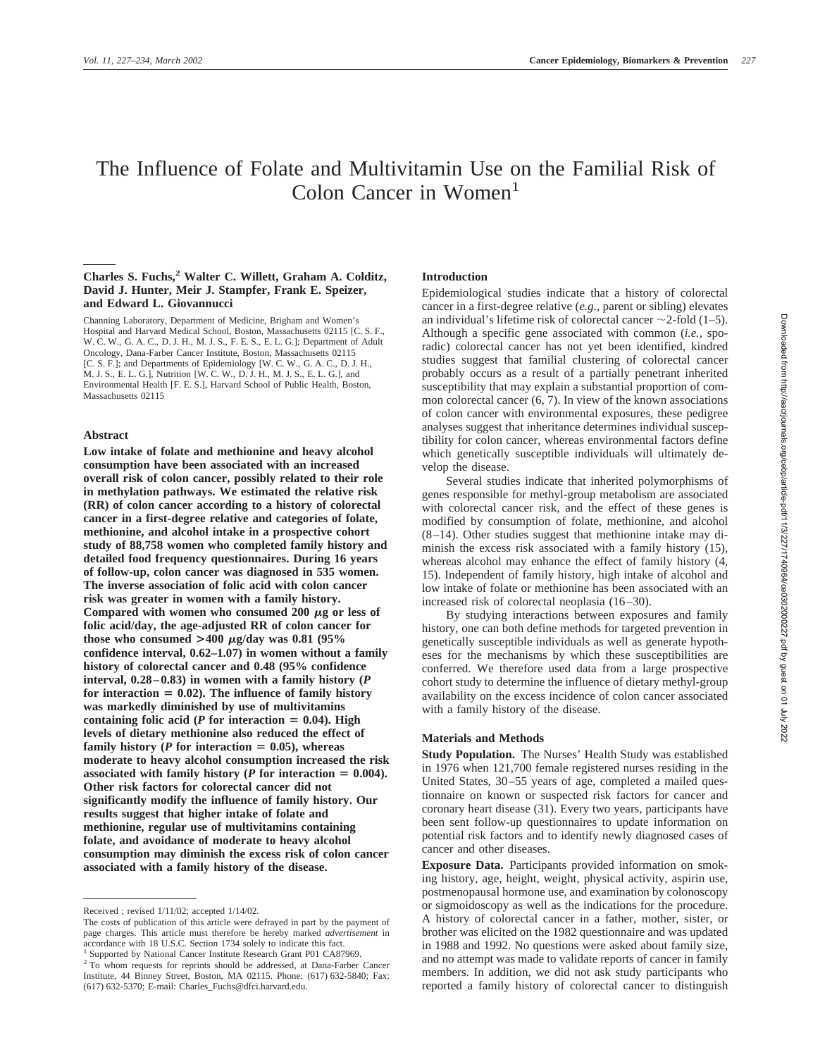# The Influence of Folate and Multivitamin Use on the Familial Risk of Colon Cancer in Women[1]

**Charles S. Fuchs,[2] Walter C. Willett, Graham A. Colditz, David J. Hunter, Meir J. Stampfer, Frank E. Speizer, and Edward L. Giovannucci**

Channing Laboratory, Department of Medicine, Brigham and Women's Hospital and Harvard Medical School, Boston, Massachusetts 02115 [C. S. F., W. C. W., G. A. C., D. J. H., M. J. S., F. E. S., E. L. G.]; Department of Adult Oncology, Dana-Farber Cancer Institute, Boston, Massachusetts 02115 [C. S. F.]; and Departments of Epidemiology [W. C. W., G. A. C., D. J. H., M. J. S., E. L. G.], Nutrition [W. C. W., D. J. H., M. J. S., E. L. G.], and Environmental Health [F. E. S.], Harvard School of Public Health, Boston, Massachusetts 02115

## Abstract

**Low intake of folate and methionine and heavy alcohol consumption have been associated with an increased overall risk of colon cancer, possibly related to their role in methylation pathways. We estimated the relative risk (RR) of colon cancer according to a history of colorectal cancer in a first-degree relative and categories of folate, methionine, and alcohol intake in a prospective cohort study of 88,758 women who completed family history and detailed food frequency questionnaires. During 16 years of follow-up, colon cancer was diagnosed in 535 women. The inverse association of folic acid with colon cancer risk was greater in women with a family history. Compared with women who consumed 200 μg or less of folic acid/day, the age-adjusted RR of colon cancer for those who consumed >400 μg/day was 0.81 (95% confidence interval, 0.62–1.07) in women without a family history of colorectal cancer and 0.48 (95% confidence interval, 0.28–0.83) in women with a family history (*P* for interaction = 0.02). The influence of family history was markedly diminished by use of multivitamins containing folic acid (*P* for interaction = 0.04). High levels of dietary methionine also reduced the effect of family history (*P* for interaction = 0.05), whereas moderate to heavy alcohol consumption increased the risk associated with family history (*P* for interaction = 0.004). Other risk factors for colorectal cancer did not significantly modify the influence of family history. Our results suggest that higher intake of folate and methionine, regular use of multivitamins containing folate, and avoidance of moderate to heavy alcohol consumption may diminish the excess risk of colon cancer associated with a family history of the disease.**

## Introduction

Epidemiological studies indicate that a history of colorectal cancer in a first-degree relative (*e.g.*, parent or sibling) elevates an individual's lifetime risk of colorectal cancer ~2-fold (1–5). Although a specific gene associated with common (*i.e.*, sporadic) colorectal cancer has not yet been identified, kindred studies suggest that familial clustering of colorectal cancer probably occurs as a result of a partially penetrant inherited susceptibility that may explain a substantial proportion of common colorectal cancer (6, 7). In view of the known associations of colon cancer with environmental exposures, these pedigree analyses suggest that inheritance determines individual susceptibility for colon cancer, whereas environmental factors define which genetically susceptible individuals will ultimately develop the disease.

Several studies indicate that inherited polymorphisms of genes responsible for methyl-group metabolism are associated with colorectal cancer risk, and the effect of these genes is modified by consumption of folate, methionine, and alcohol (8–14). Other studies suggest that methionine intake may diminish the excess risk associated with a family history (15), whereas alcohol may enhance the effect of family history (4, 15). Independent of family history, high intake of alcohol and low intake of folate or methionine has been associated with an increased risk of colorectal neoplasia (16–30).

By studying interactions between exposures and family history, one can both define methods for targeted prevention in genetically susceptible individuals as well as generate hypotheses for the mechanisms by which these susceptibilities are conferred. We therefore used data from a large prospective cohort study to determine the influence of dietary methyl-group availability on the excess incidence of colon cancer associated with a family history of the disease.

## Materials and Methods

**Study Population.** The Nurses' Health Study was established in 1976 when 121,700 female registered nurses residing in the United States, 30–55 years of age, completed a mailed questionnaire on known or suspected risk factors for cancer and coronary heart disease (31). Every two years, participants have been sent follow-up questionnaires to update information on potential risk factors and to identify newly diagnosed cases of cancer and other diseases.

**Exposure Data.** Participants provided information on smoking history, age, height, weight, physical activity, aspirin use, postmenopausal hormone use, and examination by colonoscopy or sigmoidoscopy as well as the indications for the procedure. A history of colorectal cancer in a father, mother, sister, or brother was elicited on the 1982 questionnaire and was updated in 1988 and 1992. No questions were asked about family size, and no attempt was made to validate reports of cancer in family members. In addition, we did not ask study participants who reported a family history of colorectal cancer to distinguish

---

Received ; revised 1/11/02; accepted 1/14/02.

The costs of publication of this article were defrayed in part by the payment of page charges. This article must therefore be hereby marked *advertisement* in accordance with 18 U.S.C. Section 1734 solely to indicate this fact.

[1] Supported by National Cancer Institute Research Grant P01 CA87969.

[2] To whom requests for reprints should be addressed, at Dana-Farber Cancer Institute, 44 Binney Street, Boston, MA 02115. Phone: (617) 632-5840; Fax: (617) 632-5370; E-mail: Charles_Fuchs@dfci.harvard.edu.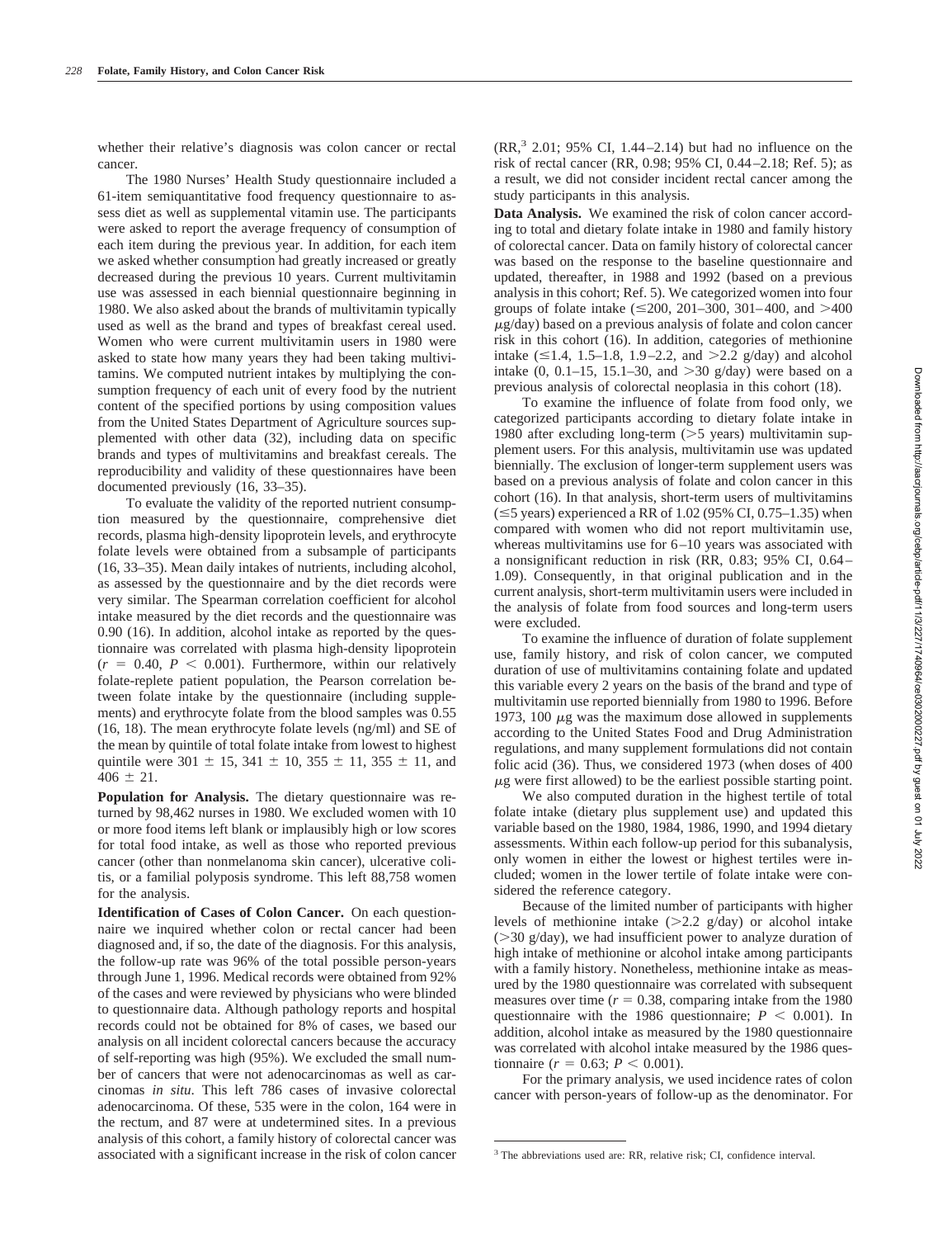whether their relative's diagnosis was colon cancer or rectal cancer.

The 1980 Nurses' Health Study questionnaire included a 61-item semiquantitative food frequency questionnaire to assess diet as well as supplemental vitamin use. The participants were asked to report the average frequency of consumption of each item during the previous year. In addition, for each item we asked whether consumption had greatly increased or greatly decreased during the previous 10 years. Current multivitamin use was assessed in each biennial questionnaire beginning in 1980. We also asked about the brands of multivitamin typically used as well as the brand and types of breakfast cereal used. Women who were current multivitamin users in 1980 were asked to state how many years they had been taking multivitamins. We computed nutrient intakes by multiplying the consumption frequency of each unit of every food by the nutrient content of the specified portions by using composition values from the United States Department of Agriculture sources supplemented with other data (32), including data on specific brands and types of multivitamins and breakfast cereals. The reproducibility and validity of these questionnaires have been documented previously (16, 33–35).

To evaluate the validity of the reported nutrient consumption measured by the questionnaire, comprehensive diet records, plasma high-density lipoprotein levels, and erythrocyte folate levels were obtained from a subsample of participants (16, 33–35). Mean daily intakes of nutrients, including alcohol, as assessed by the questionnaire and by the diet records were very similar. The Spearman correlation coefficient for alcohol intake measured by the diet records and the questionnaire was 0.90 (16). In addition, alcohol intake as reported by the questionnaire was correlated with plasma high-density lipoprotein ($r = 0.40$, $P < 0.001$). Furthermore, within our relatively folate-replete patient population, the Pearson correlation between folate intake by the questionnaire (including supplements) and erythrocyte folate from the blood samples was 0.55 (16, 18). The mean erythrocyte folate levels (ng/ml) and SE of the mean by quintile of total folate intake from lowest to highest quintile were $301 \pm 15$, $341 \pm 10$, $355 \pm 11$, $355 \pm 11$, and $406 \pm 21$.

**Population for Analysis.** The dietary questionnaire was returned by 98,462 nurses in 1980. We excluded women with 10 or more food items left blank or implausibly high or low scores for total food intake, as well as those who reported previous cancer (other than nonmelanoma skin cancer), ulcerative colitis, or a familial polyposis syndrome. This left 88,758 women for the analysis.

**Identification of Cases of Colon Cancer.** On each questionnaire we inquired whether colon or rectal cancer had been diagnosed and, if so, the date of the diagnosis. For this analysis, the follow-up rate was 96% of the total possible person-years through June 1, 1996. Medical records were obtained from 92% of the cases and were reviewed by physicians who were blinded to questionnaire data. Although pathology reports and hospital records could not be obtained for 8% of cases, we based our analysis on all incident colorectal cancers because the accuracy of self-reporting was high (95%). We excluded the small number of cancers that were not adenocarcinomas as well as carcinomas *in situ*. This left 786 cases of invasive colorectal adenocarcinoma. Of these, 535 were in the colon, 164 were in the rectum, and 87 were at undetermined sites. In a previous analysis of this cohort, a family history of colorectal cancer was associated with a significant increase in the risk of colon cancer (RR,[3] 2.01; 95% CI, 1.44–2.14) but had no influence on the risk of rectal cancer (RR, 0.98; 95% CI, 0.44–2.18; Ref. 5); as a result, we did not consider incident rectal cancer among the study participants in this analysis.

**Data Analysis.** We examined the risk of colon cancer according to total and dietary folate intake in 1980 and family history of colorectal cancer. Data on family history of colorectal cancer was based on the response to the baseline questionnaire and updated, thereafter, in 1988 and 1992 (based on a previous analysis in this cohort; Ref. 5). We categorized women into four groups of folate intake (≤200, 201–300, 301–400, and >400 μg/day) based on a previous analysis of folate and colon cancer risk in this cohort (16). In addition, categories of methionine intake (≤1.4, 1.5–1.8, 1.9–2.2, and >2.2 g/day) and alcohol intake (0, 0.1–15, 15.1–30, and >30 g/day) were based on a previous analysis of colorectal neoplasia in this cohort (18).

To examine the influence of folate from food only, we categorized participants according to dietary folate intake in 1980 after excluding long-term (>5 years) multivitamin supplement users. For this analysis, multivitamin use was updated biennially. The exclusion of longer-term supplement users was based on a previous analysis of folate and colon cancer in this cohort (16). In that analysis, short-term users of multivitamins (≤5 years) experienced a RR of 1.02 (95% CI, 0.75–1.35) when compared with women who did not report multivitamin use, whereas multivitamins use for 6–10 years was associated with a nonsignificant reduction in risk (RR, 0.83; 95% CI, 0.64–1.09). Consequently, in that original publication and in the current analysis, short-term multivitamin users were included in the analysis of folate from food sources and long-term users were excluded.

To examine the influence of duration of folate supplement use, family history, and risk of colon cancer, we computed duration of use of multivitamins containing folate and updated this variable every 2 years on the basis of the brand and type of multivitamin use reported biennially from 1980 to 1996. Before 1973, 100 μg was the maximum dose allowed in supplements according to the United States Food and Drug Administration regulations, and many supplement formulations did not contain folic acid (36). Thus, we considered 1973 (when doses of 400 μg were first allowed) to be the earliest possible starting point.

We also computed duration in the highest tertile of total folate intake (dietary plus supplement use) and updated this variable based on the 1980, 1984, 1986, 1990, and 1994 dietary assessments. Within each follow-up period for this subanalysis, only women in either the lowest or highest tertiles were included; women in the lower tertile of folate intake were considered the reference category.

Because of the limited number of participants with higher levels of methionine intake (>2.2 g/day) or alcohol intake (>30 g/day), we had insufficient power to analyze duration of high intake of methionine or alcohol intake among participants with a family history. Nonetheless, methionine intake as measured by the 1980 questionnaire was correlated with subsequent measures over time ($r = 0.38$, comparing intake from the 1980 questionnaire with the 1986 questionnaire; $P < 0.001$). In addition, alcohol intake as measured by the 1980 questionnaire was correlated with alcohol intake measured by the 1986 questionnaire ($r = 0.63$; $P < 0.001$).

For the primary analysis, we used incidence rates of colon cancer with person-years of follow-up as the denominator. For

[3] The abbreviations used are: RR, relative risk; CI, confidence interval.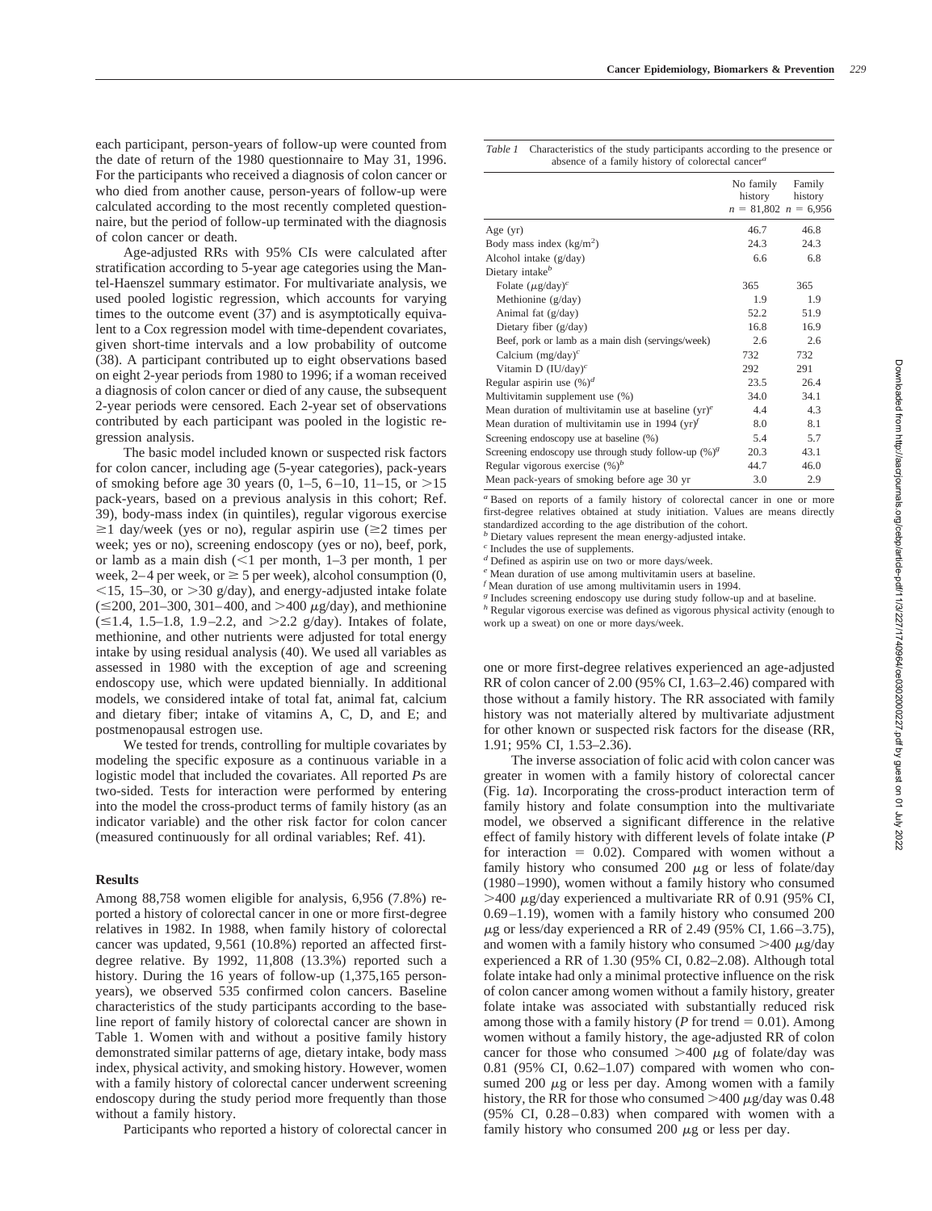each participant, person-years of follow-up were counted from the date of return of the 1980 questionnaire to May 31, 1996. For the participants who received a diagnosis of colon cancer or who died from another cause, person-years of follow-up were calculated according to the most recently completed questionnaire, but the period of follow-up terminated with the diagnosis of colon cancer or death.

Age-adjusted RRs with 95% CIs were calculated after stratification according to 5-year age categories using the Mantel-Haenszel summary estimator. For multivariate analysis, we used pooled logistic regression, which accounts for varying times to the outcome event (37) and is asymptotically equivalent to a Cox regression model with time-dependent covariates, given short-time intervals and a low probability of outcome (38). A participant contributed up to eight observations based on eight 2-year periods from 1980 to 1996; if a woman received a diagnosis of colon cancer or died of any cause, the subsequent 2-year periods were censored. Each 2-year set of observations contributed by each participant was pooled in the logistic regression analysis.

The basic model included known or suspected risk factors for colon cancer, including age (5-year categories), pack-years of smoking before age 30 years (0, 1–5, 6–10, 11–15, or >15 pack-years, based on a previous analysis in this cohort; Ref. 39), body-mass index (in quintiles), regular vigorous exercise ≥1 day/week (yes or no), regular aspirin use (≥2 times per week; yes or no), screening endoscopy (yes or no), beef, pork, or lamb as a main dish (<1 per month, 1–3 per month, 1 per week, 2–4 per week, or ≥ 5 per week), alcohol consumption (0, <15, 15–30, or >30 g/day), and energy-adjusted intake folate (≤200, 201–300, 301–400, and >400 μg/day), and methionine (≤1.4, 1.5–1.8, 1.9–2.2, and >2.2 g/day). Intakes of folate, methionine, and other nutrients were adjusted for total energy intake by using residual analysis (40). We used all variables as assessed in 1980 with the exception of age and screening endoscopy use, which were updated biennially. In additional models, we considered intake of total fat, animal fat, calcium and dietary fiber; intake of vitamins A, C, D, and E; and postmenopausal estrogen use.

We tested for trends, controlling for multiple covariates by modeling the specific exposure as a continuous variable in a logistic model that included the covariates. All reported *P*s are two-sided. Tests for interaction were performed by entering into the model the cross-product terms of family history (as an indicator variable) and the other risk factor for colon cancer (measured continuously for all ordinal variables; Ref. 41).

## Results

Among 88,758 women eligible for analysis, 6,956 (7.8%) reported a history of colorectal cancer in one or more first-degree relatives in 1982. In 1988, when family history of colorectal cancer was updated, 9,561 (10.8%) reported an affected first-degree relative. By 1992, 11,808 (13.3%) reported such a history. During the 16 years of follow-up (1,375,165 person-years), we observed 535 confirmed colon cancers. Baseline characteristics of the study participants according to the baseline report of family history of colorectal cancer are shown in Table 1. Women with and without a positive family history demonstrated similar patterns of age, dietary intake, body mass index, physical activity, and smoking history. However, women with a family history of colorectal cancer underwent screening endoscopy during the study period more frequently than those without a family history.

*Table 1* Characteristics of the study participants according to the presence or absence of a family history of colorectal cancer[a]

| | No family history $n$ = 81,802 | Family history $n$ = 6,956 |
|---|---|---|
| Age (yr) | 46.7 | 46.8 |
| Body mass index (kg/m$^2$) | 24.3 | 24.3 |
| Alcohol intake (g/day) | 6.6 | 6.8 |
| Dietary intake[b] | | |
| Folate (μg/day)[c] | 365 | 365 |
| Methionine (g/day) | 1.9 | 1.9 |
| Animal fat (g/day) | 52.2 | 51.9 |
| Dietary fiber (g/day) | 16.8 | 16.9 |
| Beef, pork or lamb as a main dish (servings/week) | 2.6 | 2.6 |
| Calcium (mg/day)[c] | 732 | 732 |
| Vitamin D (IU/day)[c] | 292 | 291 |
| Regular aspirin use (%)[d] | 23.5 | 26.4 |
| Multivitamin supplement use (%) | 34.0 | 34.1 |
| Mean duration of multivitamin use at baseline (yr)[e] | 4.4 | 4.3 |
| Mean duration of multivitamin use in 1994 (yr)[f] | 8.0 | 8.1 |
| Screening endoscopy use at baseline (%) | 5.4 | 5.7 |
| Screening endoscopy use through study follow-up (%)[g] | 20.3 | 43.1 |
| Regular vigorous exercise (%)[h] | 44.7 | 46.0 |
| Mean pack-years of smoking before age 30 yr | 3.0 | 2.9 |

[a] Based on reports of a family history of colorectal cancer in one or more first-degree relatives obtained at study initiation. Values are means directly standardized according to the age distribution of the cohort.
[b] Dietary values represent the mean energy-adjusted intake.
[c] Includes the use of supplements.
[d] Defined as aspirin use on two or more days/week.
[e] Mean duration of use among multivitamin users at baseline.
[f] Mean duration of use among multivitamin users in 1994.
[g] Includes screening endoscopy use during study follow-up and at baseline.
[h] Regular vigorous exercise was defined as vigorous physical activity (enough to work up a sweat) on one or more days/week.

Participants who reported a history of colorectal cancer in one or more first-degree relatives experienced an age-adjusted RR of colon cancer of 2.00 (95% CI, 1.63–2.46) compared with those without a family history. The RR associated with family history was not materially altered by multivariate adjustment for other known or suspected risk factors for the disease (RR, 1.91; 95% CI, 1.53–2.36).

The inverse association of folic acid with colon cancer was greater in women with a family history of colorectal cancer (Fig. 1*a*). Incorporating the cross-product interaction term of family history and folate consumption into the multivariate model, we observed a significant difference in the relative effect of family history with different levels of folate intake (*P* for interaction = 0.02). Compared with women without a family history who consumed 200 μg or less of folate/day (1980–1990), women without a family history who consumed >400 μg/day experienced a multivariate RR of 0.91 (95% CI, 0.69–1.19), women with a family history who consumed 200 μg or less/day experienced a RR of 2.49 (95% CI, 1.66–3.75), and women with a family history who consumed >400 μg/day experienced a RR of 1.30 (95% CI, 0.82–2.08). Although total folate intake had only a minimal protective influence on the risk of colon cancer among women without a family history, greater folate intake was associated with substantially reduced risk among those with a family history (*P* for trend = 0.01). Among women without a family history, the age-adjusted RR of colon cancer for those who consumed >400 μg of folate/day was 0.81 (95% CI, 0.62–1.07) compared with women who consumed 200 μg or less per day. Among women with a family history, the RR for those who consumed >400 μg/day was 0.48 (95% CI, 0.28–0.83) when compared with women with a family history who consumed 200 μg or less per day.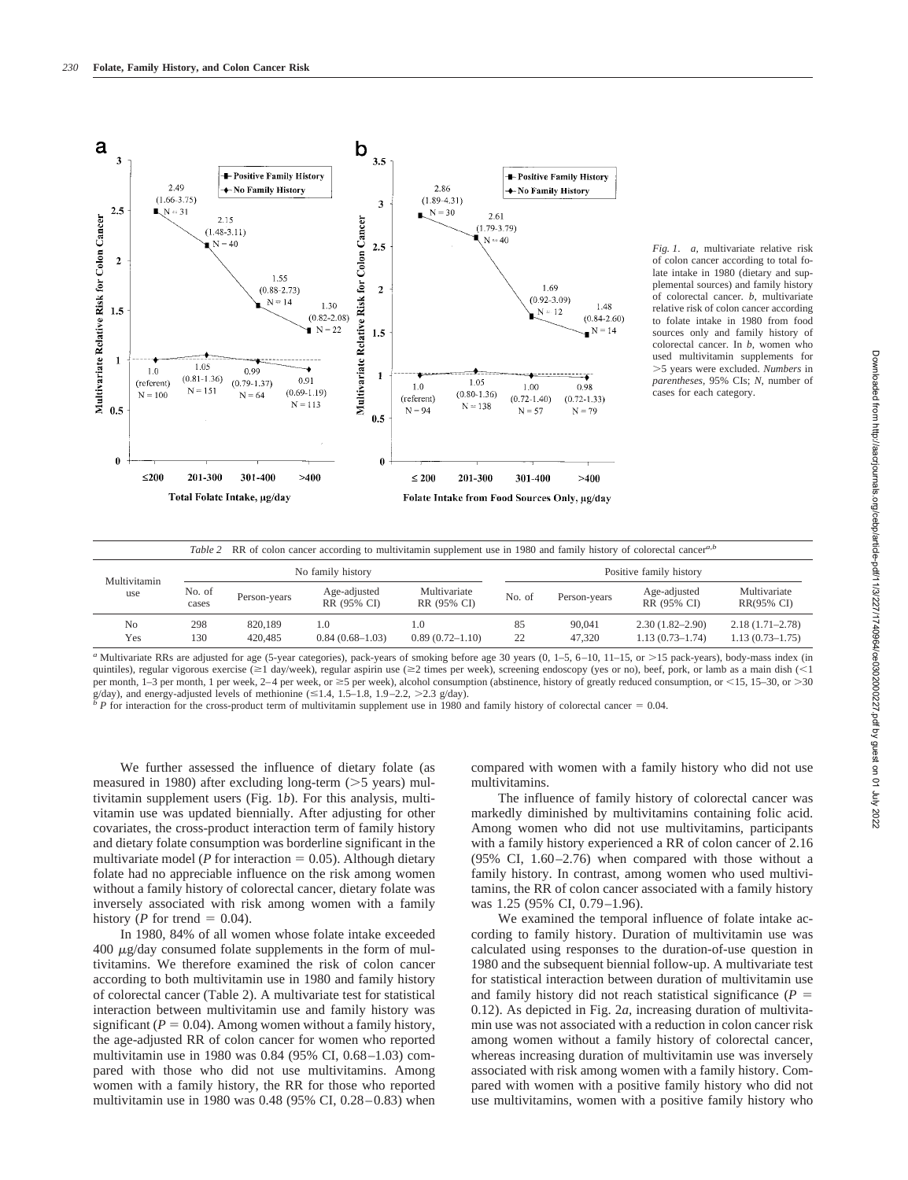*Fig. 1.* *a*, multivariate relative risk of colon cancer according to total folate intake in 1980 (dietary and supplemental sources) and family history of colorectal cancer. *b*, multivariate relative risk of colon cancer according to folate intake in 1980 from food sources only and family history of colorectal cancer. In *b*, women who used multivitamin supplements for >5 years were excluded. *Numbers* in *parentheses*, 95% CIs; *N*, number of cases for each category.

*Table 2* RR of colon cancer according to multivitamin supplement use in 1980 and family history of colorectal cancer[a,b]

| Multivitamin use | No family history | | | | Positive family history | | | |
|---|---|---|---|---|---|---|---|---|
| | No. of cases | Person-years | Age-adjusted RR (95% CI) | Multivariate RR (95% CI) | No. of | Person-years | Age-adjusted RR (95% CI) | Multivariate RR(95% CI) |
| No | 298 | 820,189 | 1.0 | 1.0 | 85 | 90,041 | 2.30 (1.82–2.90) | 2.18 (1.71–2.78) |
| Yes | 130 | 420,485 | 0.84 (0.68–1.03) | 0.89 (0.72–1.10) | 22 | 47,320 | 1.13 (0.73–1.74) | 1.13 (0.73–1.75) |

[a] Multivariate RRs are adjusted for age (5-year categories), pack-years of smoking before age 30 years (0, 1–5, 6–10, 11–15, or >15 pack-years), body-mass index (in quintiles), regular vigorous exercise (≥1 day/week), regular aspirin use (≥2 times per week), screening endoscopy (yes or no), beef, pork, or lamb as a main dish (<1 per month, 1–3 per month, 1 per week, 2–4 per week, or ≥5 per week), alcohol consumption (abstinence, history of greatly reduced consumption, or <15, 15–30, or >30 g/day), and energy-adjusted levels of methionine (≤1.4, 1.5–1.8, 1.9–2.2, >2.3 g/day).

[b] *P* for interaction for the cross-product term of multivitamin supplement use in 1980 and family history of colorectal cancer = 0.04.

We further assessed the influence of dietary folate (as measured in 1980) after excluding long-term (>5 years) multivitamin supplement users (Fig. 1*b*). For this analysis, multivitamin use was updated biennially. After adjusting for other covariates, the cross-product interaction term of family history and dietary folate consumption was borderline significant in the multivariate model (*P* for interaction = 0.05). Although dietary folate had no appreciable influence on the risk among women without a family history of colorectal cancer, dietary folate was inversely associated with risk among women with a family history (*P* for trend = 0.04).

In 1980, 84% of all women whose folate intake exceeded 400 μg/day consumed folate supplements in the form of multivitamins. We therefore examined the risk of colon cancer according to both multivitamin use in 1980 and family history of colorectal cancer (Table 2). A multivariate test for statistical interaction between multivitamin use and family history was significant (*P* = 0.04). Among women without a family history, the age-adjusted RR of colon cancer for women who reported multivitamin use in 1980 was 0.84 (95% CI, 0.68–1.03) compared with those who did not use multivitamins. Among women with a family history, the RR for those who reported multivitamin use in 1980 was 0.48 (95% CI, 0.28–0.83) when compared with women with a family history who did not use multivitamins.

The influence of family history of colorectal cancer was markedly diminished by multivitamins containing folic acid. Among women who did not use multivitamins, participants with a family history experienced a RR of colon cancer of 2.16 (95% CI, 1.60–2.76) when compared with those without a family history. In contrast, among women who used multivitamins, the RR of colon cancer associated with a family history was 1.25 (95% CI, 0.79–1.96).

We examined the temporal influence of folate intake according to family history. Duration of multivitamin use was calculated using responses to the duration-of-use question in 1980 and the subsequent biennial follow-up. A multivariate test for statistical interaction between duration of multivitamin use and family history did not reach statistical significance (*P* = 0.12). As depicted in Fig. 2*a*, increasing duration of multivitamin use was not associated with a reduction in colon cancer risk among women without a family history of colorectal cancer, whereas increasing duration of multivitamin use was inversely associated with risk among women with a family history. Compared with women with a positive family history who did not use multivitamins, women with a positive family history who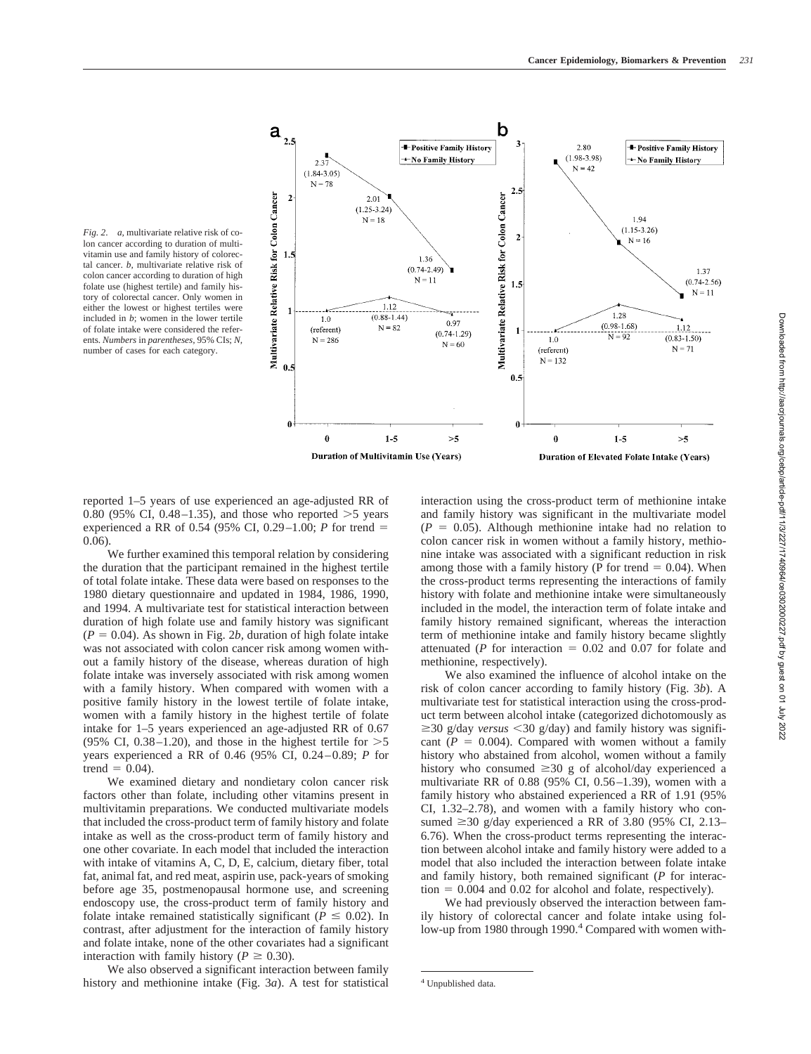*Fig. 2.* *a,* multivariate relative risk of colon cancer according to duration of multivitamin use and family history of colorectal cancer. *b,* multivariate relative risk of colon cancer according to duration of high folate use (highest tertile) and family history of colorectal cancer. Only women in either the lowest or highest tertiles were included in *b*; women in the lower tertile of folate intake were considered the referents. *Numbers* in *parentheses*, 95% CIs; *N*, number of cases for each category.

reported 1–5 years of use experienced an age-adjusted RR of 0.80 (95% CI, 0.48–1.35), and those who reported >5 years experienced a RR of 0.54 (95% CI, 0.29–1.00; *P* for trend = 0.06).

We further examined this temporal relation by considering the duration that the participant remained in the highest tertile of total folate intake. These data were based on responses to the 1980 dietary questionnaire and updated in 1984, 1986, 1990, and 1994. A multivariate test for statistical interaction between duration of high folate use and family history was significant ($P = 0.04$). As shown in Fig. 2*b*, duration of high folate intake was not associated with colon cancer risk among women without a family history of the disease, whereas duration of high folate intake was inversely associated with risk among women with a family history. When compared with women with a positive family history in the lowest tertile of folate intake, women with a family history in the highest tertile of folate intake for 1–5 years experienced an age-adjusted RR of 0.67 (95% CI, 0.38–1.20), and those in the highest tertile for >5 years experienced a RR of 0.46 (95% CI, 0.24–0.89; *P* for trend = 0.04).

We examined dietary and nondietary colon cancer risk factors other than folate, including other vitamins present in multivitamin preparations. We conducted multivariate models that included the cross-product term of family history and folate intake as well as the cross-product term of family history and one other covariate. In each model that included the interaction with intake of vitamins A, C, D, E, calcium, dietary fiber, total fat, animal fat, and red meat, aspirin use, pack-years of smoking before age 35, postmenopausal hormone use, and screening endoscopy use, the cross-product term of family history and folate intake remained statistically significant ($P \leq 0.02$). In contrast, after adjustment for the interaction of family history and folate intake, none of the other covariates had a significant interaction with family history ($P \geq 0.30$).

We also observed a significant interaction between family history and methionine intake (Fig. 3*a*). A test for statistical interaction using the cross-product term of methionine intake and family history was significant in the multivariate model ($P = 0.05$). Although methionine intake had no relation to colon cancer risk in women without a family history, methionine intake was associated with a significant reduction in risk among those with a family history (P for trend = 0.04). When the cross-product terms representing the interactions of family history with folate and methionine intake were simultaneously included in the model, the interaction term of folate intake and family history remained significant, whereas the interaction term of methionine intake and family history became slightly attenuated (*P* for interaction = 0.02 and 0.07 for folate and methionine, respectively).

We also examined the influence of alcohol intake on the risk of colon cancer according to family history (Fig. 3*b*). A multivariate test for statistical interaction using the cross-product term between alcohol intake (categorized dichotomously as ≥30 g/day *versus* <30 g/day) and family history was significant ($P = 0.004$). Compared with women without a family history who abstained from alcohol, women without a family history who consumed ≥30 g of alcohol/day experienced a multivariate RR of 0.88 (95% CI, 0.56–1.39), women with a family history who abstained experienced a RR of 1.91 (95% CI, 1.32–2.78), and women with a family history who consumed ≥30 g/day experienced a RR of 3.80 (95% CI, 2.13–6.76). When the cross-product terms representing the interaction between alcohol intake and family history were added to a model that also included the interaction between folate intake and family history, both remained significant (*P* for interaction = 0.004 and 0.02 for alcohol and folate, respectively).

We had previously observed the interaction between family history of colorectal cancer and folate intake using follow-up from 1980 through 1990.[4] Compared with women with-

[4] Unpublished data.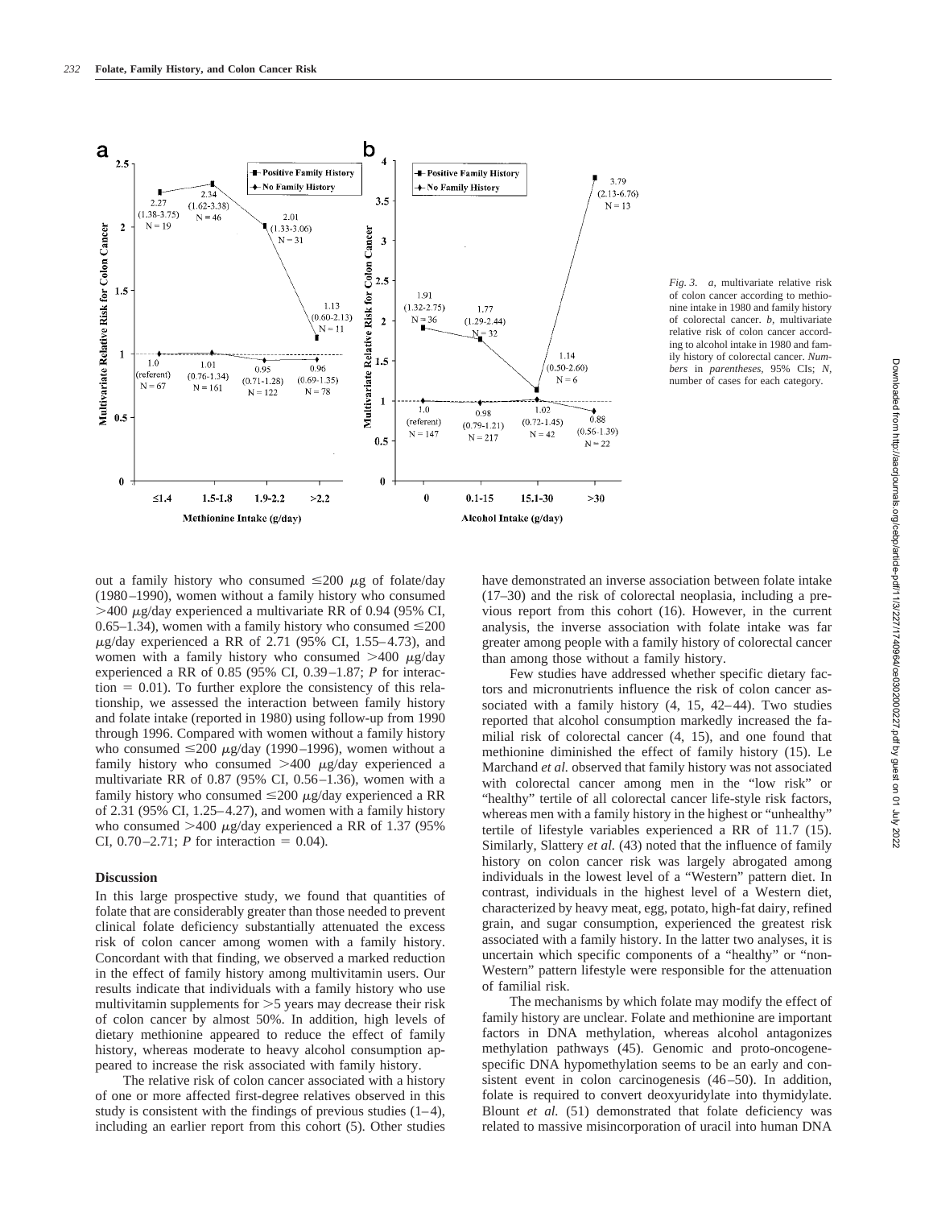*Fig. 3.* *a,* multivariate relative risk of colon cancer according to methionine intake in 1980 and family history of colorectal cancer. *b,* multivariate relative risk of colon cancer according to alcohol intake in 1980 and family history of colorectal cancer. *Numbers* in *parentheses,* 95% CIs; *N,* number of cases for each category.

out a family history who consumed ≤200 μg of folate/day (1980–1990), women without a family history who consumed >400 μg/day experienced a multivariate RR of 0.94 (95% CI, 0.65–1.34), women with a family history who consumed ≤200 μg/day experienced a RR of 2.71 (95% CI, 1.55–4.73), and women with a family history who consumed >400 μg/day experienced a RR of 0.85 (95% CI, 0.39–1.87; *P* for interaction = 0.01). To further explore the consistency of this relationship, we assessed the interaction between family history and folate intake (reported in 1980) using follow-up from 1990 through 1996. Compared with women without a family history who consumed ≤200 μg/day (1990–1996), women without a family history who consumed >400 μg/day experienced a multivariate RR of 0.87 (95% CI, 0.56–1.36), women with a family history who consumed ≤200 μg/day experienced a RR of 2.31 (95% CI, 1.25–4.27), and women with a family history who consumed >400 μg/day experienced a RR of 1.37 (95% CI, 0.70–2.71; *P* for interaction = 0.04).

## Discussion

In this large prospective study, we found that quantities of folate that are considerably greater than those needed to prevent clinical folate deficiency substantially attenuated the excess risk of colon cancer among women with a family history. Concordant with that finding, we observed a marked reduction in the effect of family history among multivitamin users. Our results indicate that individuals with a family history who use multivitamin supplements for >5 years may decrease their risk of colon cancer by almost 50%. In addition, high levels of dietary methionine appeared to reduce the effect of family history, whereas moderate to heavy alcohol consumption appeared to increase the risk associated with family history.

The relative risk of colon cancer associated with a history of one or more affected first-degree relatives observed in this study is consistent with the findings of previous studies (1–4), including an earlier report from this cohort (5). Other studies have demonstrated an inverse association between folate intake (17–30) and the risk of colorectal neoplasia, including a previous report from this cohort (16). However, in the current analysis, the inverse association with folate intake was far greater among people with a family history of colorectal cancer than among those without a family history.

Few studies have addressed whether specific dietary factors and micronutrients influence the risk of colon cancer associated with a family history (4, 15, 42–44). Two studies reported that alcohol consumption markedly increased the familial risk of colorectal cancer (4, 15), and one found that methionine diminished the effect of family history (15). Le Marchand *et al.* observed that family history was not associated with colorectal cancer among men in the "low risk" or "healthy" tertile of all colorectal cancer life-style risk factors, whereas men with a family history in the highest or "unhealthy" tertile of lifestyle variables experienced a RR of 11.7 (15). Similarly, Slattery *et al.* (43) noted that the influence of family history on colon cancer risk was largely abrogated among individuals in the lowest level of a "Western" pattern diet. In contrast, individuals in the highest level of a Western diet, characterized by heavy meat, egg, potato, high-fat dairy, refined grain, and sugar consumption, experienced the greatest risk associated with a family history. In the latter two analyses, it is uncertain which specific components of a "healthy" or "non-Western" pattern lifestyle were responsible for the attenuation of familial risk.

The mechanisms by which folate may modify the effect of family history are unclear. Folate and methionine are important factors in DNA methylation, whereas alcohol antagonizes methylation pathways (45). Genomic and proto-oncogene-specific DNA hypomethylation seems to be an early and consistent event in colon carcinogenesis (46–50). In addition, folate is required to convert deoxyuridylate into thymidylate. Blount *et al.* (51) demonstrated that folate deficiency was related to massive misincorporation of uracil into human DNA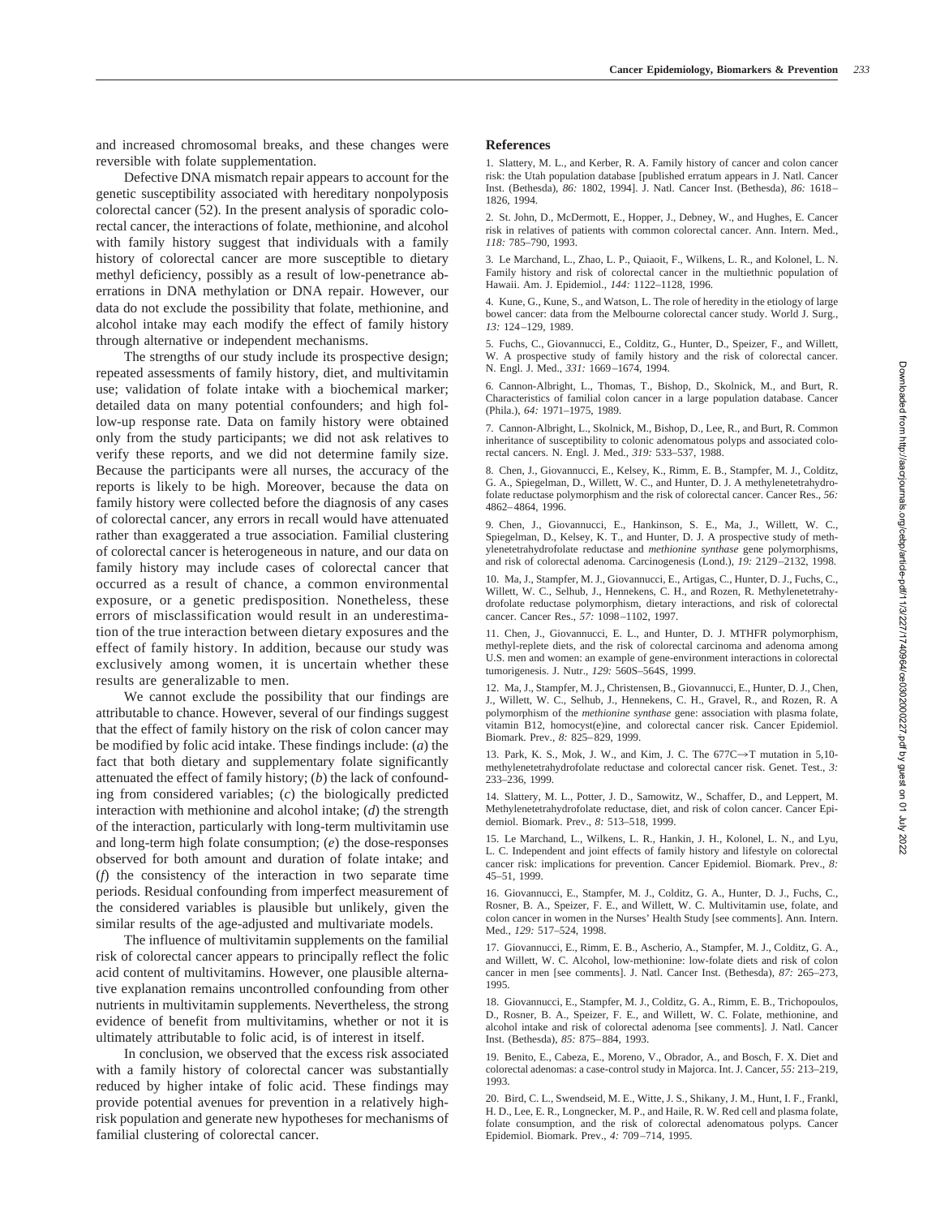and increased chromosomal breaks, and these changes were reversible with folate supplementation.

Defective DNA mismatch repair appears to account for the genetic susceptibility associated with hereditary nonpolyposis colorectal cancer (52). In the present analysis of sporadic colorectal cancer, the interactions of folate, methionine, and alcohol with family history suggest that individuals with a family history of colorectal cancer are more susceptible to dietary methyl deficiency, possibly as a result of low-penetrance aberrations in DNA methylation or DNA repair. However, our data do not exclude the possibility that folate, methionine, and alcohol intake may each modify the effect of family history through alternative or independent mechanisms.

The strengths of our study include its prospective design; repeated assessments of family history, diet, and multivitamin use; validation of folate intake with a biochemical marker; detailed data on many potential confounders; and high follow-up response rate. Data on family history were obtained only from the study participants; we did not ask relatives to verify these reports, and we did not determine family size. Because the participants were all nurses, the accuracy of the reports is likely to be high. Moreover, because the data on family history were collected before the diagnosis of any cases of colorectal cancer, any errors in recall would have attenuated rather than exaggerated a true association. Familial clustering of colorectal cancer is heterogeneous in nature, and our data on family history may include cases of colorectal cancer that occurred as a result of chance, a common environmental exposure, or a genetic predisposition. Nonetheless, these errors of misclassification would result in an underestimation of the true interaction between dietary exposures and the effect of family history. In addition, because our study was exclusively among women, it is uncertain whether these results are generalizable to men.

We cannot exclude the possibility that our findings are attributable to chance. However, several of our findings suggest that the effect of family history on the risk of colon cancer may be modified by folic acid intake. These findings include: (*a*) the fact that both dietary and supplementary folate significantly attenuated the effect of family history; (*b*) the lack of confounding from considered variables; (*c*) the biologically predicted interaction with methionine and alcohol intake; (*d*) the strength of the interaction, particularly with long-term multivitamin use and long-term high folate consumption; (*e*) the dose-responses observed for both amount and duration of folate intake; and (*f*) the consistency of the interaction in two separate time periods. Residual confounding from imperfect measurement of the considered variables is plausible but unlikely, given the similar results of the age-adjusted and multivariate models.

The influence of multivitamin supplements on the familial risk of colorectal cancer appears to principally reflect the folic acid content of multivitamins. However, one plausible alternative explanation remains uncontrolled confounding from other nutrients in multivitamin supplements. Nevertheless, the strong evidence of benefit from multivitamins, whether or not it is ultimately attributable to folic acid, is of interest in itself.

In conclusion, we observed that the excess risk associated with a family history of colorectal cancer was substantially reduced by higher intake of folic acid. These findings may provide potential avenues for prevention in a relatively high-risk population and generate new hypotheses for mechanisms of familial clustering of colorectal cancer.

## References

1. Slattery, M. L., and Kerber, R. A. Family history of cancer and colon cancer risk: the Utah population database [published erratum appears in J. Natl. Cancer Inst. (Bethesda), *86:* 1802, 1994]. J. Natl. Cancer Inst. (Bethesda), *86:* 1618–1826, 1994.

2. St. John, D., McDermott, E., Hopper, J., Debney, W., and Hughes, E. Cancer risk in relatives of patients with common colorectal cancer. Ann. Intern. Med., *118:* 785–790, 1993.

3. Le Marchand, L., Zhao, L. P., Quiaoit, F., Wilkens, L. R., and Kolonel, L. N. Family history and risk of colorectal cancer in the multiethnic population of Hawaii. Am. J. Epidemiol., *144:* 1122–1128, 1996.

4. Kune, G., Kune, S., and Watson, L. The role of heredity in the etiology of large bowel cancer: data from the Melbourne colorectal cancer study. World J. Surg., *13:* 124–129, 1989.

5. Fuchs, C., Giovannucci, E., Colditz, G., Hunter, D., Speizer, F., and Willett, W. A prospective study of family history and the risk of colorectal cancer. N. Engl. J. Med., *331:* 1669–1674, 1994.

6. Cannon-Albright, L., Thomas, T., Bishop, D., Skolnick, M., and Burt, R. Characteristics of familial colon cancer in a large population database. Cancer (Phila.), *64:* 1971–1975, 1989.

7. Cannon-Albright, L., Skolnick, M., Bishop, D., Lee, R., and Burt, R. Common inheritance of susceptibility to colonic adenomatous polyps and associated colorectal cancers. N. Engl. J. Med., *319:* 533–537, 1988.

8. Chen, J., Giovannucci, E., Kelsey, K., Rimm, E. B., Stampfer, M. J., Colditz, G. A., Spiegelman, D., Willett, W. C., and Hunter, D. J. A methylenetetrahydrofolate reductase polymorphism and the risk of colorectal cancer. Cancer Res., *56:* 4862–4864, 1996.

9. Chen, J., Giovannucci, E., Hankinson, S. E., Ma, J., Willett, W. C., Spiegelman, D., Kelsey, K. T., and Hunter, D. J. A prospective study of methylenetetrahydrofolate reductase and *methionine synthase* gene polymorphisms, and risk of colorectal adenoma. Carcinogenesis (Lond.), *19:* 2129–2132, 1998.

10. Ma, J., Stampfer, M. J., Giovannucci, E., Artigas, C., Hunter, D. J., Fuchs, C., Willett, W. C., Selhub, J., Hennekens, C. H., and Rozen, R. Methylenetetrahydrofolate reductase polymorphism, dietary interactions, and risk of colorectal cancer. Cancer Res., *57:* 1098–1102, 1997.

11. Chen, J., Giovannucci, E. L., and Hunter, D. J. MTHFR polymorphism, methyl-replete diets, and the risk of colorectal carcinoma and adenoma among U.S. men and women: an example of gene-environment interactions in colorectal tumorigenesis. J. Nutr., *129:* 560S–564S, 1999.

12. Ma, J., Stampfer, M. J., Christensen, B., Giovannucci, E., Hunter, D. J., Chen, J., Willett, W. C., Selhub, J., Hennekens, C. H., Gravel, R., and Rozen, R. A polymorphism of the *methionine synthase* gene: association with plasma folate, vitamin B12, homocyst(e)ine, and colorectal cancer risk. Cancer Epidemiol. Biomark. Prev., *8:* 825–829, 1999.

13. Park, K. S., Mok, J. W., and Kim, J. C. The 677C→T mutation in 5,10-methylenetetrahydrofolate reductase and colorectal cancer risk. Genet. Test., *3:* 233–236, 1999.

14. Slattery, M. L., Potter, J. D., Samowitz, W., Schaffer, D., and Leppert, M. Methylenetetrahydrofolate reductase, diet, and risk of colon cancer. Cancer Epidemiol. Biomark. Prev., *8:* 513–518, 1999.

15. Le Marchand, L., Wilkens, L. R., Hankin, J. H., Kolonel, L. N., and Lyu, L. C. Independent and joint effects of family history and lifestyle on colorectal cancer risk: implications for prevention. Cancer Epidemiol. Biomark. Prev., *8:* 45–51, 1999.

16. Giovannucci, E., Stampfer, M. J., Colditz, G. A., Hunter, D. J., Fuchs, C., Rosner, B. A., Speizer, F. E., and Willett, W. C. Multivitamin use, folate, and colon cancer in women in the Nurses' Health Study [see comments]. Ann. Intern. Med., *129:* 517–524, 1998.

17. Giovannucci, E., Rimm, E. B., Ascherio, A., Stampfer, M. J., Colditz, G. A., and Willett, W. C. Alcohol, low-methionine: low-folate diets and risk of colon cancer in men [see comments]. J. Natl. Cancer Inst. (Bethesda), *87:* 265–273, 1995.

18. Giovannucci, E., Stampfer, M. J., Colditz, G. A., Rimm, E. B., Trichopoulos, D., Rosner, B. A., Speizer, F. E., and Willett, W. C. Folate, methionine, and alcohol intake and risk of colorectal adenoma [see comments]. J. Natl. Cancer Inst. (Bethesda), *85:* 875–884, 1993.

19. Benito, E., Cabeza, E., Moreno, V., Obrador, A., and Bosch, F. X. Diet and colorectal adenomas: a case-control study in Majorca. Int. J. Cancer, *55:* 213–219, 1993.

20. Bird, C. L., Swendseid, M. E., Witte, J. S., Shikany, J. M., Hunt, I. F., Frankl, H. D., Lee, E. R., Longnecker, M. P., and Haile, R. W. Red cell and plasma folate, folate consumption, and the risk of colorectal adenomatous polyps. Cancer Epidemiol. Biomark. Prev., *4:* 709–714, 1995.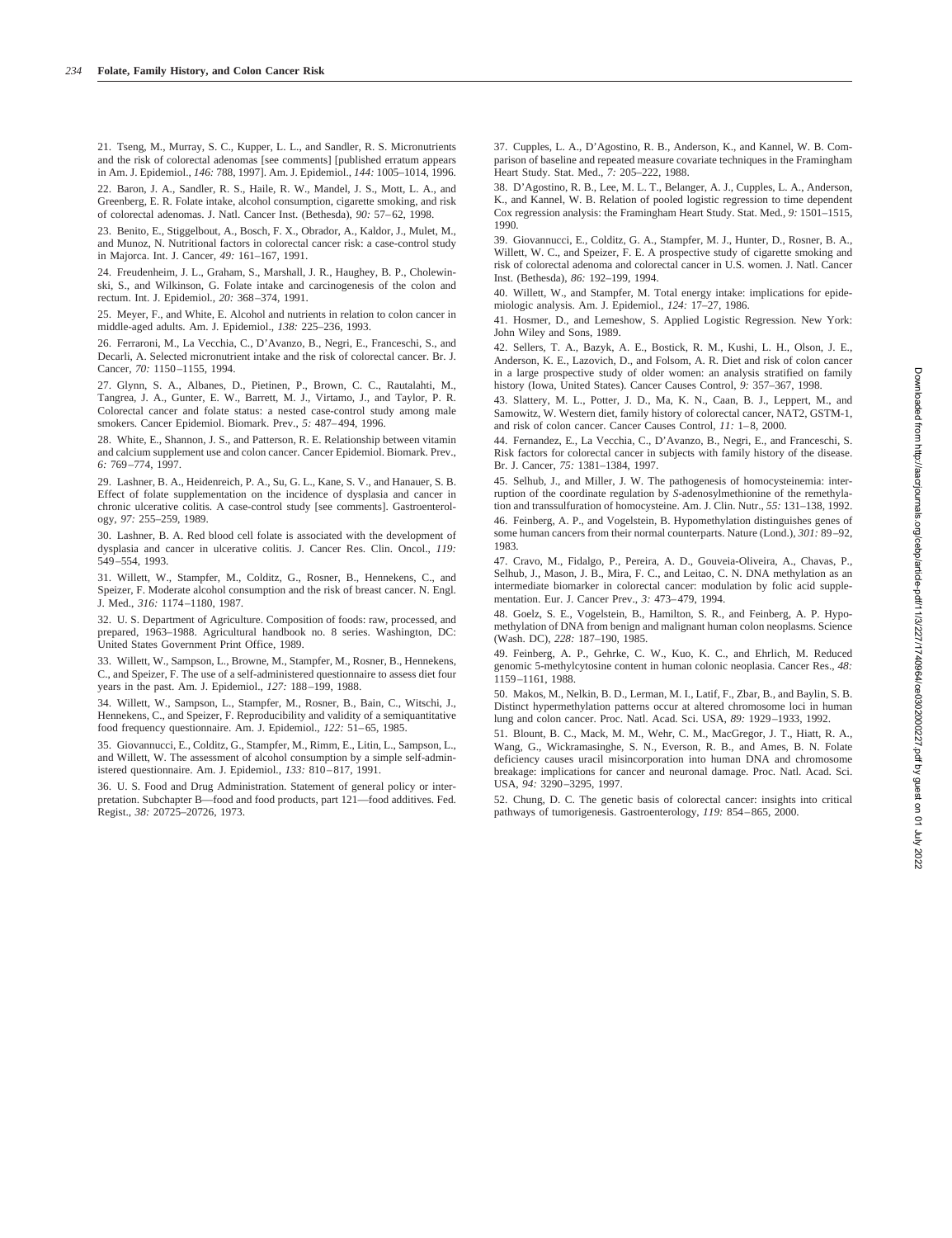21. Tseng, M., Murray, S. C., Kupper, L. L., and Sandler, R. S. Micronutrients and the risk of colorectal adenomas [see comments] [published erratum appears in Am. J. Epidemiol., *146:* 788, 1997]. Am. J. Epidemiol., *144:* 1005–1014, 1996.

22. Baron, J. A., Sandler, R. S., Haile, R. W., Mandel, J. S., Mott, L. A., and Greenberg, E. R. Folate intake, alcohol consumption, cigarette smoking, and risk of colorectal adenomas. J. Natl. Cancer Inst. (Bethesda), *90:* 57–62, 1998.

23. Benito, E., Stiggelbout, A., Bosch, F. X., Obrador, A., Kaldor, J., Mulet, M., and Munoz, N. Nutritional factors in colorectal cancer risk: a case-control study in Majorca. Int. J. Cancer, *49:* 161–167, 1991.

24. Freudenheim, J. L., Graham, S., Marshall, J. R., Haughey, B. P., Cholewinski, S., and Wilkinson, G. Folate intake and carcinogenesis of the colon and rectum. Int. J. Epidemiol., *20:* 368–374, 1991.

25. Meyer, F., and White, E. Alcohol and nutrients in relation to colon cancer in middle-aged adults. Am. J. Epidemiol., *138:* 225–236, 1993.

26. Ferraroni, M., La Vecchia, C., D'Avanzo, B., Negri, E., Franceschi, S., and Decarli, A. Selected micronutrient intake and the risk of colorectal cancer. Br. J. Cancer, *70:* 1150–1155, 1994.

27. Glynn, S. A., Albanes, D., Pietinen, P., Brown, C. C., Rautalahti, M., Tangrea, J. A., Gunter, E. W., Barrett, M. J., Virtamo, J., and Taylor, P. R. Colorectal cancer and folate status: a nested case-control study among male smokers. Cancer Epidemiol. Biomark. Prev., *5:* 487–494, 1996.

28. White, E., Shannon, J. S., and Patterson, R. E. Relationship between vitamin and calcium supplement use and colon cancer. Cancer Epidemiol. Biomark. Prev., *6:* 769–774, 1997.

29. Lashner, B. A., Heidenreich, P. A., Su, G. L., Kane, S. V., and Hanauer, S. B. Effect of folate supplementation on the incidence of dysplasia and cancer in chronic ulcerative colitis. A case-control study [see comments]. Gastroenterology, *97:* 255–259, 1989.

30. Lashner, B. A. Red blood cell folate is associated with the development of dysplasia and cancer in ulcerative colitis. J. Cancer Res. Clin. Oncol., *119:* 549–554, 1993.

31. Willett, W., Stampfer, M., Colditz, G., Rosner, B., Hennekens, C., and Speizer, F. Moderate alcohol consumption and the risk of breast cancer. N. Engl. J. Med., *316:* 1174–1180, 1987.

32. U. S. Department of Agriculture. Composition of foods: raw, processed, and prepared, 1963–1988. Agricultural handbook no. 8 series. Washington, DC: United States Government Print Office, 1989.

33. Willett, W., Sampson, L., Browne, M., Stampfer, M., Rosner, B., Hennekens, C., and Speizer, F. The use of a self-administered questionnaire to assess diet four years in the past. Am. J. Epidemiol., *127:* 188–199, 1988.

34. Willett, W., Sampson, L., Stampfer, M., Rosner, B., Bain, C., Witschi, J., Hennekens, C., and Speizer, F. Reproducibility and validity of a semiquantitative food frequency questionnaire. Am. J. Epidemiol., *122:* 51–65, 1985.

35. Giovannucci, E., Colditz, G., Stampfer, M., Rimm, E., Litin, L., Sampson, L., and Willett, W. The assessment of alcohol consumption by a simple self-administered questionnaire. Am. J. Epidemiol., *133:* 810–817, 1991.

36. U. S. Food and Drug Administration. Statement of general policy or interpretation. Subchapter B—food and food products, part 121—food additives. Fed. Regist., *38:* 20725–20726, 1973.

37. Cupples, L. A., D'Agostino, R. B., Anderson, K., and Kannel, W. B. Comparison of baseline and repeated measure covariate techniques in the Framingham Heart Study. Stat. Med., *7:* 205–222, 1988.

38. D'Agostino, R. B., Lee, M. L. T., Belanger, A. J., Cupples, L. A., Anderson, K., and Kannel, W. B. Relation of pooled logistic regression to time dependent Cox regression analysis: the Framingham Heart Study. Stat. Med., *9:* 1501–1515, 1990.

39. Giovannucci, E., Colditz, G. A., Stampfer, M. J., Hunter, D., Rosner, B. A., Willett, W. C., and Speizer, F. E. A prospective study of cigarette smoking and risk of colorectal adenoma and colorectal cancer in U.S. women. J. Natl. Cancer Inst. (Bethesda), *86:* 192–199, 1994.

40. Willett, W., and Stampfer, M. Total energy intake: implications for epidemiologic analysis. Am. J. Epidemiol., *124:* 17–27, 1986.

41. Hosmer, D., and Lemeshow, S. Applied Logistic Regression. New York: John Wiley and Sons, 1989.

42. Sellers, T. A., Bazyk, A. E., Bostick, R. M., Kushi, L. H., Olson, J. E., Anderson, K. E., Lazovich, D., and Folsom, A. R. Diet and risk of colon cancer in a large prospective study of older women: an analysis stratified on family history (Iowa, United States). Cancer Causes Control, *9:* 357–367, 1998.

43. Slattery, M. L., Potter, J. D., Ma, K. N., Caan, B. J., Leppert, M., and Samowitz, W. Western diet, family history of colorectal cancer, NAT2, GSTM-1, and risk of colon cancer. Cancer Causes Control, *11:* 1–8, 2000.

44. Fernandez, E., La Vecchia, C., D'Avanzo, B., Negri, E., and Franceschi, S. Risk factors for colorectal cancer in subjects with family history of the disease. Br. J. Cancer, *75:* 1381–1384, 1997.

45. Selhub, J., and Miller, J. W. The pathogenesis of homocysteinemia: interruption of the coordinate regulation by *S*-adenosylmethionine of the remethylation and transsulfuration of homocysteine. Am. J. Clin. Nutr., *55:* 131–138, 1992.

46. Feinberg, A. P., and Vogelstein, B. Hypomethylation distinguishes genes of some human cancers from their normal counterparts. Nature (Lond.), *301:* 89–92, 1983.

47. Cravo, M., Fidalgo, P., Pereira, A. D., Gouveia-Oliveira, A., Chavas, P., Selhub, J., Mason, J. B., Mira, F. C., and Leitao, C. N. DNA methylation as an intermediate biomarker in colorectal cancer: modulation by folic acid supplementation. Eur. J. Cancer Prev., *3:* 473–479, 1994.

48. Goelz, S. E., Vogelstein, B., Hamilton, S. R., and Feinberg, A. P. Hypomethylation of DNA from benign and malignant human colon neoplasms. Science (Wash. DC), *228:* 187–190, 1985.

49. Feinberg, A. P., Gehrke, C. W., Kuo, K. C., and Ehrlich, M. Reduced genomic 5-methylcytosine content in human colonic neoplasia. Cancer Res., *48:* 1159–1161, 1988.

50. Makos, M., Nelkin, B. D., Lerman, M. I., Latif, F., Zbar, B., and Baylin, S. B. Distinct hypermethylation patterns occur at altered chromosome loci in human lung and colon cancer. Proc. Natl. Acad. Sci. USA, *89:* 1929–1933, 1992.

51. Blount, B. C., Mack, M. M., Wehr, C. M., MacGregor, J. T., Hiatt, R. A., Wang, G., Wickramasinghe, S. N., Everson, R. B., and Ames, B. N. Folate deficiency causes uracil misincorporation into human DNA and chromosome breakage: implications for cancer and neuronal damage. Proc. Natl. Acad. Sci. USA, *94:* 3290–3295, 1997.

52. Chung, D. C. The genetic basis of colorectal cancer: insights into critical pathways of tumorigenesis. Gastroenterology, *119:* 854–865, 2000.